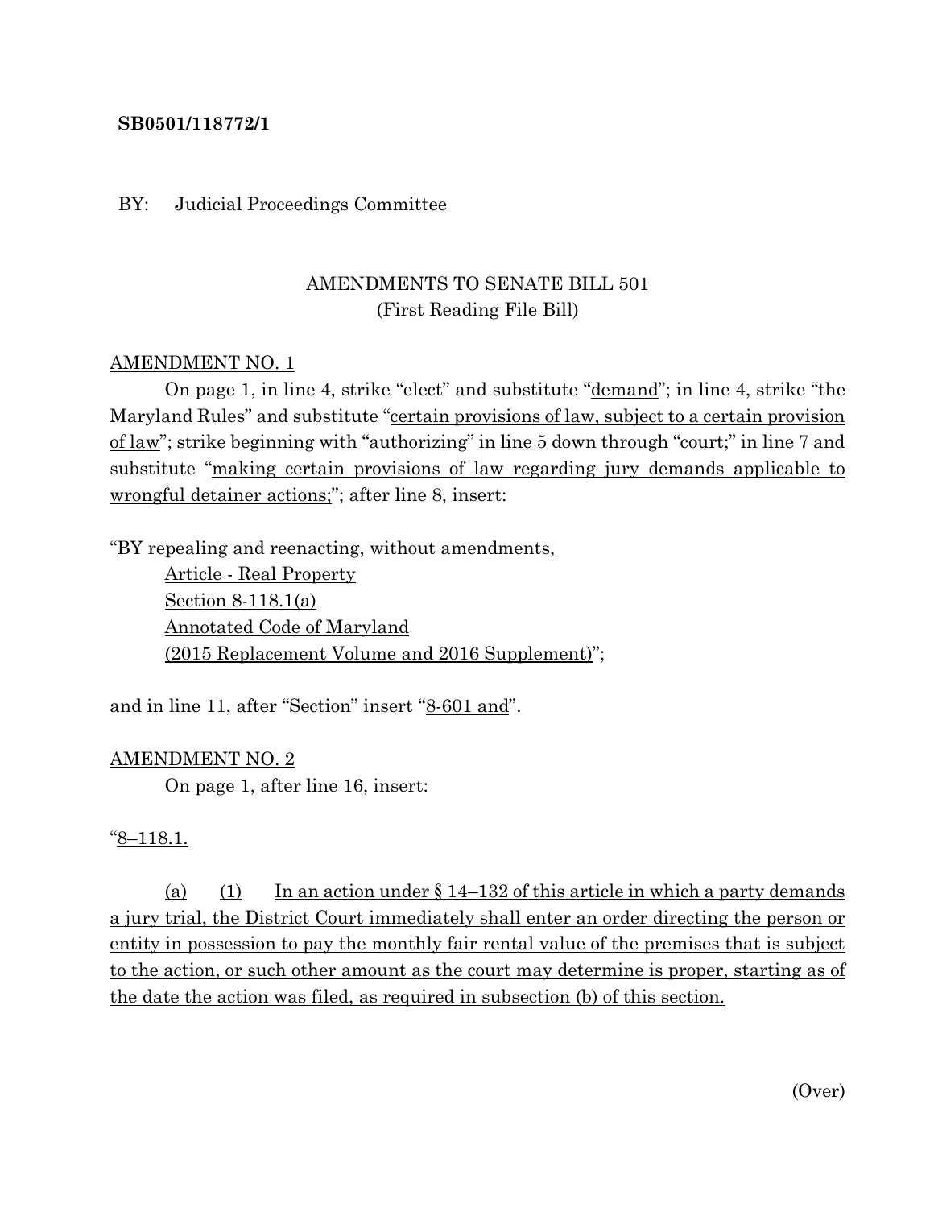**SB0501/118772/1**

BY: Judicial Proceedings Committee

AMENDMENTS TO SENATE BILL 501
(First Reading File Bill)

AMENDMENT NO. 1

On page 1, in line 4, strike "elect" and substitute "demand"; in line 4, strike "the Maryland Rules" and substitute "certain provisions of law, subject to a certain provision of law"; strike beginning with "authorizing" in line 5 down through "court;" in line 7 and substitute "making certain provisions of law regarding jury demands applicable to wrongful detainer actions;"; after line 8, insert:

"BY repealing and reenacting, without amendments,
Article - Real Property
Section 8-118.1(a)
Annotated Code of Maryland
(2015 Replacement Volume and 2016 Supplement)";

and in line 11, after "Section" insert "8-601 and".

AMENDMENT NO. 2

On page 1, after line 16, insert:

"8–118.1.

(a) (1) In an action under § 14–132 of this article in which a party demands a jury trial, the District Court immediately shall enter an order directing the person or entity in possession to pay the monthly fair rental value of the premises that is subject to the action, or such other amount as the court may determine is proper, starting as of the date the action was filed, as required in subsection (b) of this section.

(Over)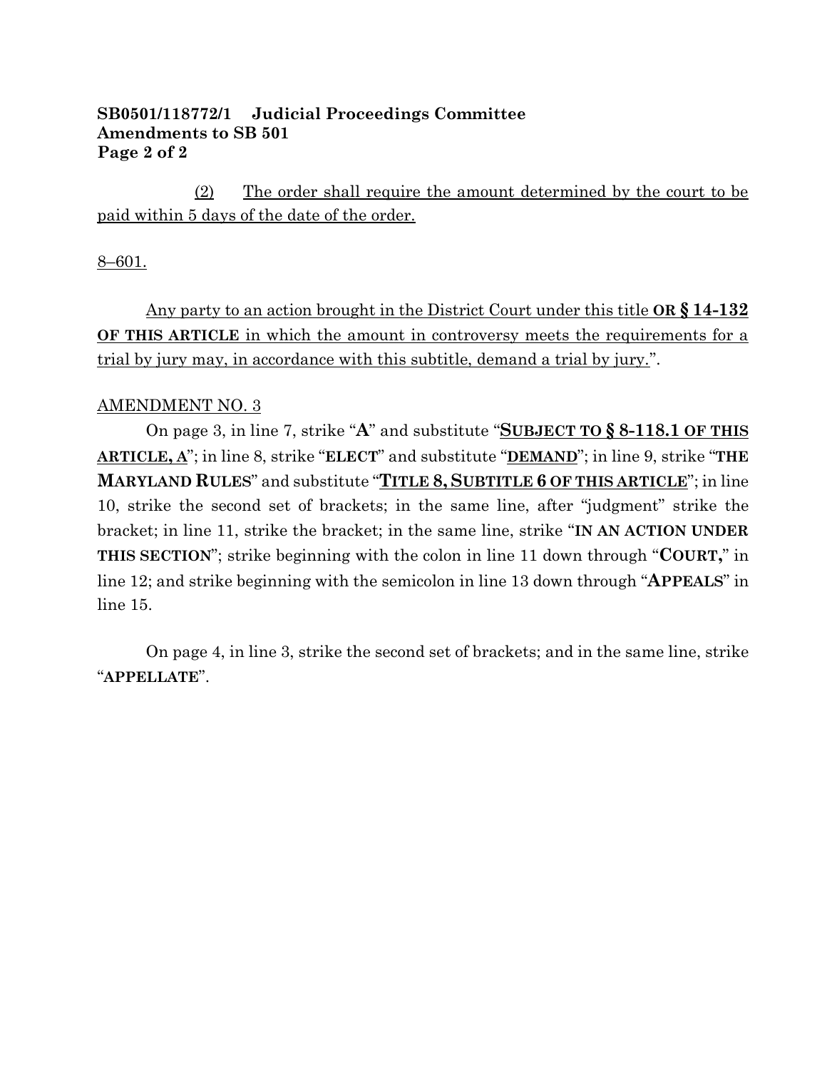**SB0501/118772/1 Judicial Proceedings Committee**
**Amendments to SB 501**

(2) The order shall require the amount determined by the court to be paid within 5 days of the date of the order.

8–601.

Any party to an action brought in the District Court under this title **OR § 14-132 OF THIS ARTICLE** in which the amount in controversy meets the requirements for a trial by jury may, in accordance with this subtitle, demand a trial by jury.".

AMENDMENT NO. 3

On page 3, in line 7, strike "**A**" and substitute "**SUBJECT TO § 8-118.1 OF THIS ARTICLE, A**"; in line 8, strike "**ELECT**" and substitute "**DEMAND**"; in line 9, strike "**THE MARYLAND RULES**" and substitute "**TITLE 8, SUBTITLE 6 OF THIS ARTICLE**"; in line 10, strike the second set of brackets; in the same line, after "judgment" strike the bracket; in line 11, strike the bracket; in the same line, strike "**IN AN ACTION UNDER THIS SECTION**"; strike beginning with the colon in line 11 down through "**COURT,**" in line 12; and strike beginning with the semicolon in line 13 down through "**APPEALS**" in line 15.

On page 4, in line 3, strike the second set of brackets; and in the same line, strike "**APPELLATE**".